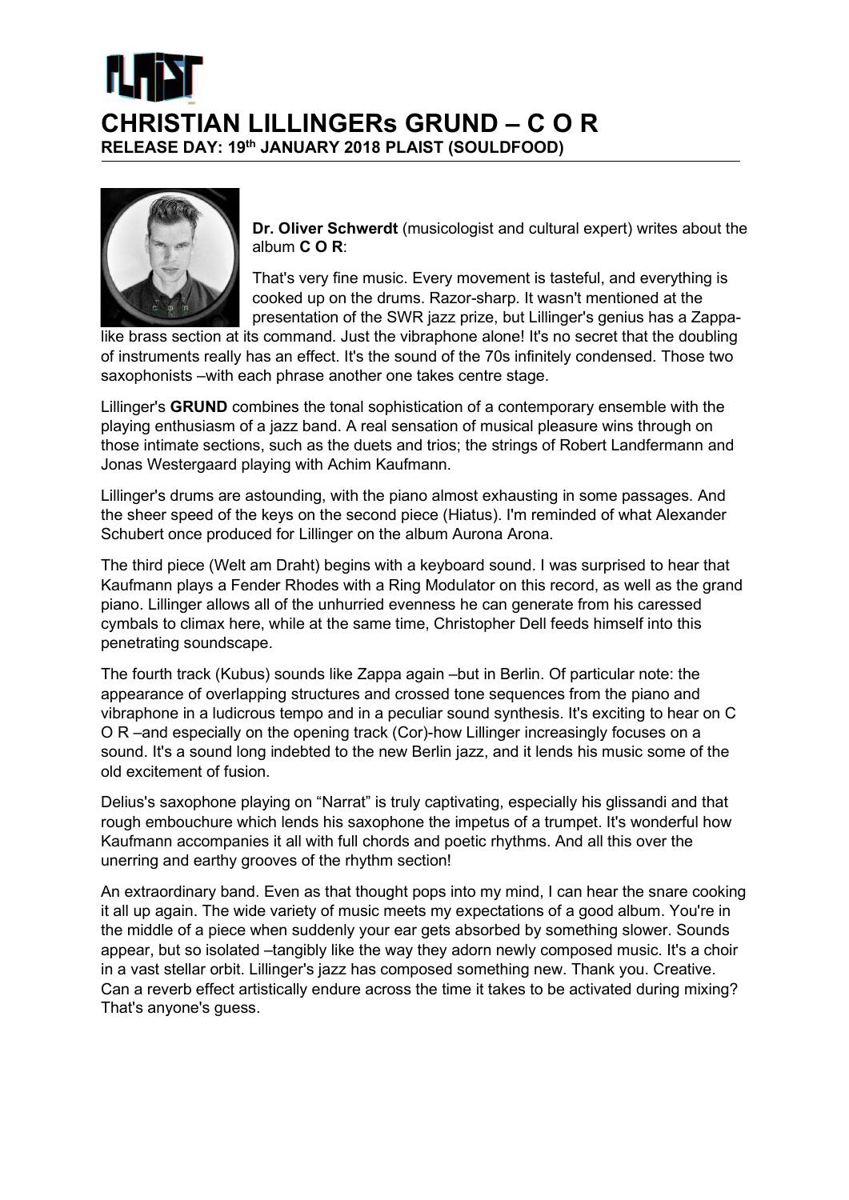# CHRISTIAN LILLINGERs GRUND – C O R

**RELEASE DAY: 19th JANUARY 2018 PLAIST (SOULDFOOD)**

**Dr. Oliver Schwerdt** (musicologist and cultural expert) writes about the album **C O R**:

That's very fine music. Every movement is tasteful, and everything is cooked up on the drums. Razor-sharp. It wasn't mentioned at the presentation of the SWR jazz prize, but Lillinger's genius has a Zappa-like brass section at its command. Just the vibraphone alone! It's no secret that the doubling of instruments really has an effect. It's the sound of the 70s infinitely condensed. Those two saxophonists –with each phrase another one takes centre stage.

Lillinger's **GRUND** combines the tonal sophistication of a contemporary ensemble with the playing enthusiasm of a jazz band. A real sensation of musical pleasure wins through on those intimate sections, such as the duets and trios; the strings of Robert Landfermann and Jonas Westergaard playing with Achim Kaufmann.

Lillinger's drums are astounding, with the piano almost exhausting in some passages. And the sheer speed of the keys on the second piece (Hiatus). I'm reminded of what Alexander Schubert once produced for Lillinger on the album Aurona Arona.

The third piece (Welt am Draht) begins with a keyboard sound. I was surprised to hear that Kaufmann plays a Fender Rhodes with a Ring Modulator on this record, as well as the grand piano. Lillinger allows all of the unhurried evenness he can generate from his caressed cymbals to climax here, while at the same time, Christopher Dell feeds himself into this penetrating soundscape.

The fourth track (Kubus) sounds like Zappa again –but in Berlin. Of particular note: the appearance of overlapping structures and crossed tone sequences from the piano and vibraphone in a ludicrous tempo and in a peculiar sound synthesis. It's exciting to hear on C O R –and especially on the opening track (Cor)-how Lillinger increasingly focuses on a sound. It's a sound long indebted to the new Berlin jazz, and it lends his music some of the old excitement of fusion.

Delius's saxophone playing on "Narrat" is truly captivating, especially his glissandi and that rough embouchure which lends his saxophone the impetus of a trumpet. It's wonderful how Kaufmann accompanies it all with full chords and poetic rhythms. And all this over the unerring and earthy grooves of the rhythm section!

An extraordinary band. Even as that thought pops into my mind, I can hear the snare cooking it all up again. The wide variety of music meets my expectations of a good album. You're in the middle of a piece when suddenly your ear gets absorbed by something slower. Sounds appear, but so isolated –tangibly like the way they adorn newly composed music. It's a choir in a vast stellar orbit. Lillinger's jazz has composed something new. Thank you. Creative. Can a reverb effect artistically endure across the time it takes to be activated during mixing? That's anyone's guess.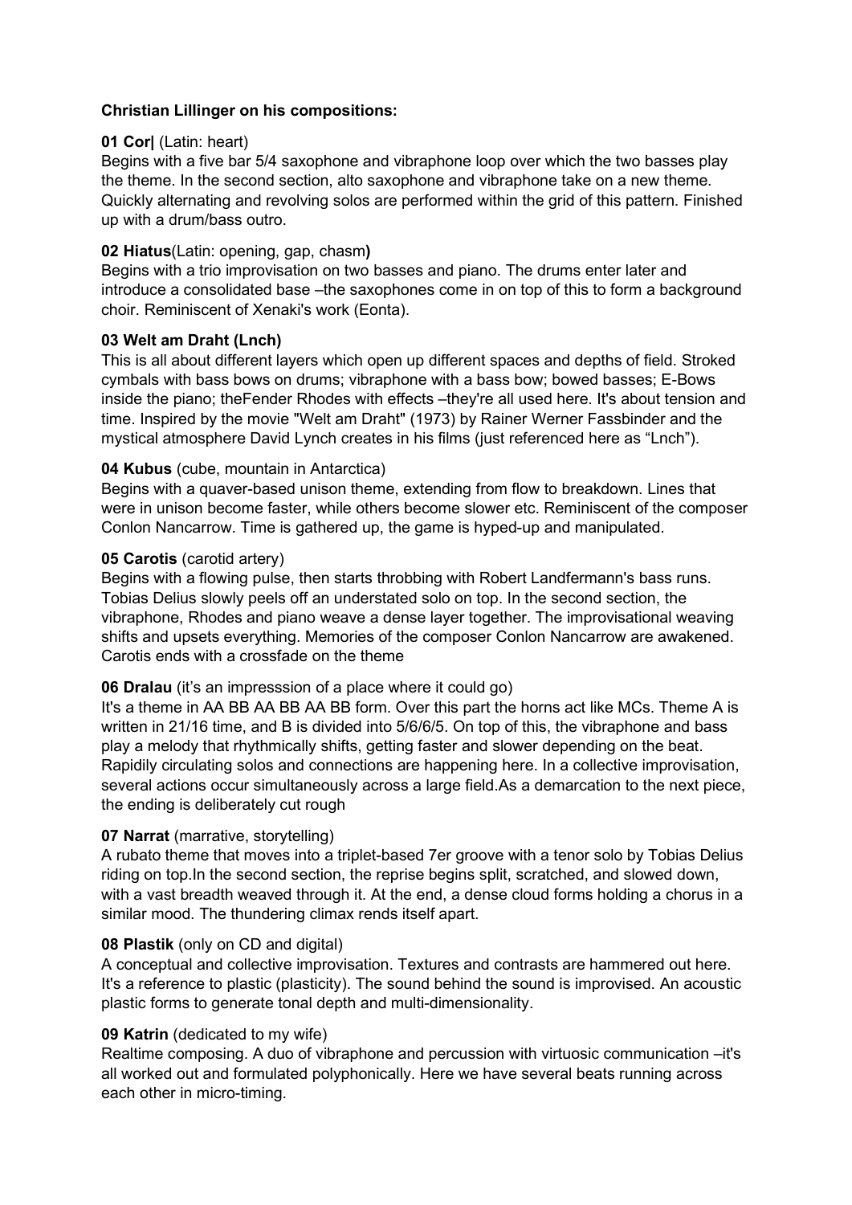**Christian Lillinger on his compositions:**

**01 Cor|** (Latin: heart)

Begins with a five bar 5/4 saxophone and vibraphone loop over which the two basses play the theme. In the second section, alto saxophone and vibraphone take on a new theme. Quickly alternating and revolving solos are performed within the grid of this pattern. Finished up with a drum/bass outro.

**02 Hiatus**(Latin: opening, gap, chasm**)**

Begins with a trio improvisation on two basses and piano. The drums enter later and introduce a consolidated base –the saxophones come in on top of this to form a background choir. Reminiscent of Xenaki's work (Eonta).

**03 Welt am Draht (Lnch)**

This is all about different layers which open up different spaces and depths of field. Stroked cymbals with bass bows on drums; vibraphone with a bass bow; bowed basses; E-Bows inside the piano; theFender Rhodes with effects –they're all used here. It's about tension and time. Inspired by the movie "Welt am Draht" (1973) by Rainer Werner Fassbinder and the mystical atmosphere David Lynch creates in his films (just referenced here as “Lnch”).

**04 Kubus** (cube, mountain in Antarctica)

Begins with a quaver-based unison theme, extending from flow to breakdown. Lines that were in unison become faster, while others become slower etc. Reminiscent of the composer Conlon Nancarrow. Time is gathered up, the game is hyped-up and manipulated.

**05 Carotis** (carotid artery)

Begins with a flowing pulse, then starts throbbing with Robert Landfermann's bass runs. Tobias Delius slowly peels off an understated solo on top. In the second section, the vibraphone, Rhodes and piano weave a dense layer together. The improvisational weaving shifts and upsets everything. Memories of the composer Conlon Nancarrow are awakened. Carotis ends with a crossfade on the theme

**06 Dralau** (it’s an impresssion of a place where it could go)

It's a theme in AA BB AA BB AA BB form. Over this part the horns act like MCs. Theme A is written in 21/16 time, and B is divided into 5/6/6/5. On top of this, the vibraphone and bass play a melody that rhythmically shifts, getting faster and slower depending on the beat. Rapidily circulating solos and connections are happening here. In a collective improvisation, several actions occur simultaneously across a large field.As a demarcation to the next piece, the ending is deliberately cut rough

**07 Narrat** (marrative, storytelling)

A rubato theme that moves into a triplet-based 7er groove with a tenor solo by Tobias Delius riding on top.In the second section, the reprise begins split, scratched, and slowed down, with a vast breadth weaved through it. At the end, a dense cloud forms holding a chorus in a similar mood. The thundering climax rends itself apart.

**08 Plastik** (only on CD and digital)

A conceptual and collective improvisation. Textures and contrasts are hammered out here. It's a reference to plastic (plasticity). The sound behind the sound is improvised. An acoustic plastic forms to generate tonal depth and multi-dimensionality.

**09 Katrin** (dedicated to my wife)

Realtime composing. A duo of vibraphone and percussion with virtuosic communication –it's all worked out and formulated polyphonically. Here we have several beats running across each other in micro-timing.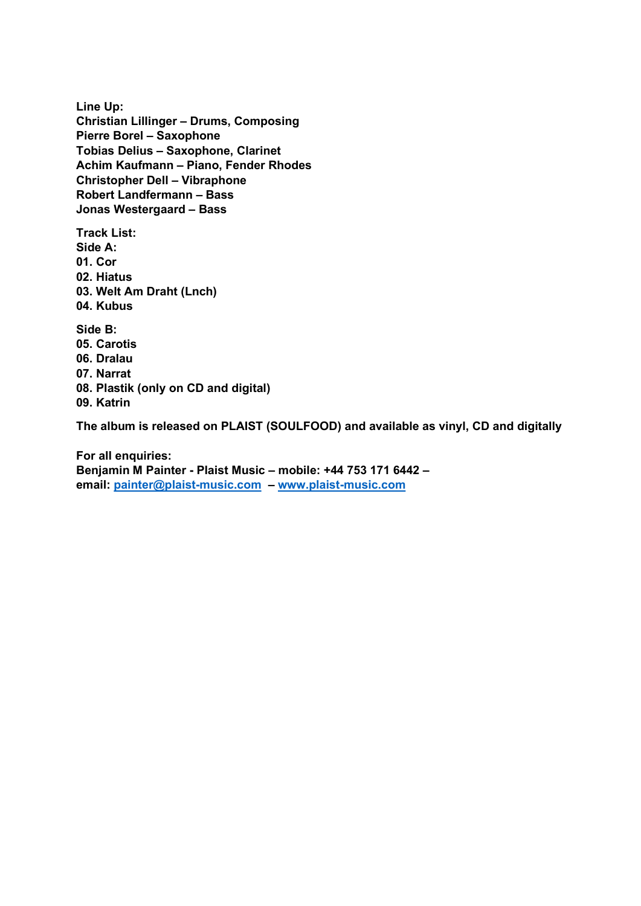**Line Up:**
**Christian Lillinger – Drums, Composing**
**Pierre Borel – Saxophone**
**Tobias Delius – Saxophone, Clarinet**
**Achim Kaufmann – Piano, Fender Rhodes**
**Christopher Dell – Vibraphone**
**Robert Landfermann – Bass**
**Jonas Westergaard – Bass**

**Track List:**
**Side A:**
**01. Cor**
**02. Hiatus**
**03. Welt Am Draht (Lnch)**
**04. Kubus**

**Side B:**
**05. Carotis**
**06. Dralau**
**07. Narrat**
**08. Plastik (only on CD and digital)**
**09. Katrin**

**The album is released on PLAIST (SOULFOOD) and available as vinyl, CD and digitally**

**For all enquiries:**
**Benjamin M Painter - Plaist Music – mobile: +44 753 171 6442 –**
**email: painter@plaist-music.com – www.plaist-music.com**